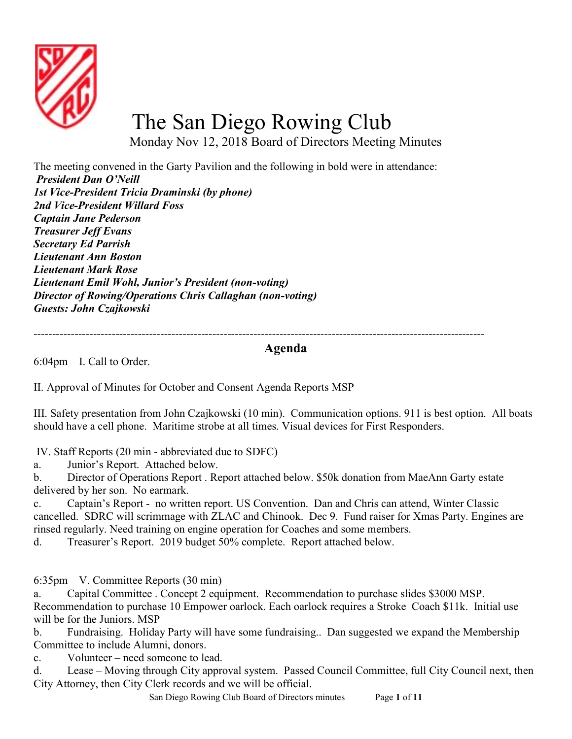# The San Diego Rowing Club

Monday Nov 12, 2018 Board of Directors Meeting Minutes

The meeting convened in the Garty Pavilion and the following in bold were in attendance:

***President Dan O'Neill***
***1st Vice-President Tricia Draminski (by phone)***
***2nd Vice-President Willard Foss***
***Captain Jane Pederson***
***Treasurer Jeff Evans***
***Secretary Ed Parrish***
***Lieutenant Ann Boston***
***Lieutenant Mark Rose***
***Lieutenant Emil Wohl, Junior's President (non-voting)***
***Director of Rowing/Operations Chris Callaghan (non-voting)***
***Guests: John Czajkowski***

---

## Agenda

6:04pm I. Call to Order.

II. Approval of Minutes for October and Consent Agenda Reports MSP

III. Safety presentation from John Czajkowski (10 min). Communication options. 911 is best option. All boats should have a cell phone. Maritime strobe at all times. Visual devices for First Responders.

IV. Staff Reports (20 min - abbreviated due to SDFC)

a. Junior's Report. Attached below.

b. Director of Operations Report . Report attached below. $50k donation from MaeAnn Garty estate delivered by her son. No earmark.

c. Captain's Report - no written report. US Convention. Dan and Chris can attend, Winter Classic cancelled. SDRC will scrimmage with ZLAC and Chinook. Dec 9. Fund raiser for Xmas Party. Engines are rinsed regularly. Need training on engine operation for Coaches and some members.

d. Treasurer's Report. 2019 budget 50% complete. Report attached below.

6:35pm V. Committee Reports (30 min)

a. Capital Committee . Concept 2 equipment. Recommendation to purchase slides $3000 MSP. Recommendation to purchase 10 Empower oarlock. Each oarlock requires a Stroke Coach $11k. Initial use will be for the Juniors. MSP

b. Fundraising. Holiday Party will have some fundraising.. Dan suggested we expand the Membership Committee to include Alumni, donors.

c. Volunteer – need someone to lead.

d. Lease – Moving through City approval system. Passed Council Committee, full City Council next, then City Attorney, then City Clerk records and we will be official.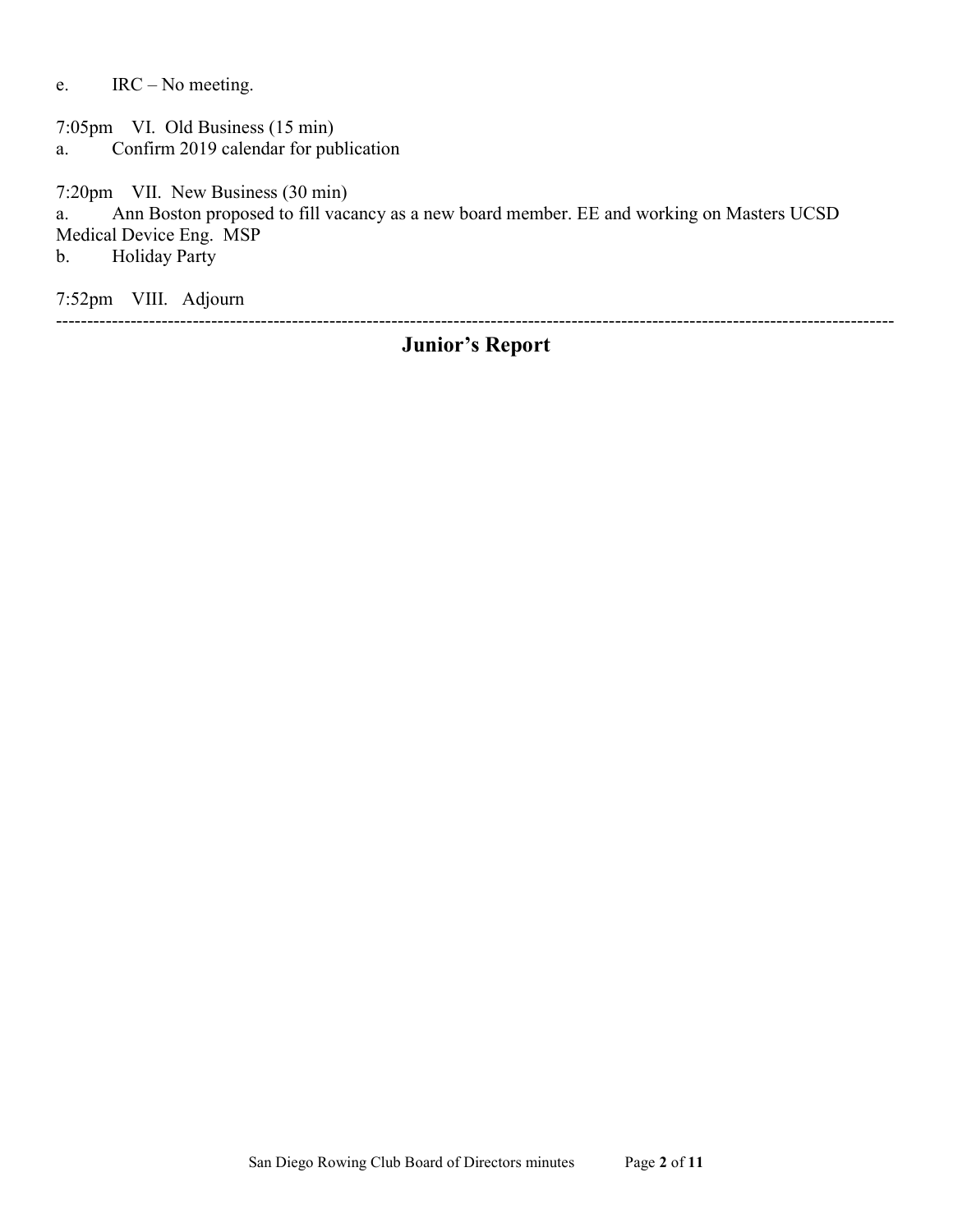e. IRC – No meeting.

7:05pm VI. Old Business (15 min)
a. Confirm 2019 calendar for publication

7:20pm VII. New Business (30 min)
a. Ann Boston proposed to fill vacancy as a new board member. EE and working on Masters UCSD Medical Device Eng. MSP
b. Holiday Party

7:52pm VIII. Adjourn

---

## Junior's Report